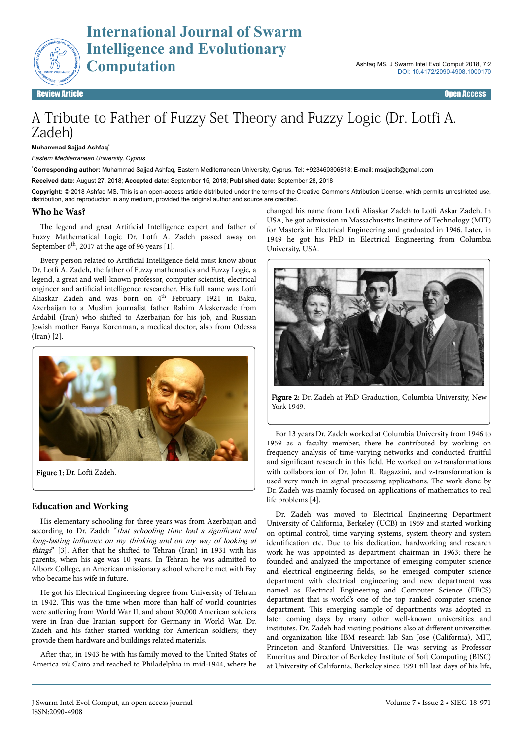Review Article | Open Access

# A Tribute to Father of Fuzzy Set Theory and Fuzzy Logic (Dr. Lotfi A. Zadeh)

**Muhammad Sajjad Ashfaq***

*Eastern Mediterranean University, Cyprus*

***Corresponding author:** Muhammad Sajjad Ashfaq, Eastern Mediterranean University, Cyprus, Tel: +923460306818; E-mail: msajjadit@gmail.com

**Received date:** August 27, 2018; **Accepted date:** September 15, 2018; **Published date:** September 28, 2018

**Copyright:** © 2018 Ashfaq MS. This is an open-access article distributed under the terms of the Creative Commons Attribution License, which permits unrestricted use, distribution, and reproduction in any medium, provided the original author and source are credited.

## Who he Was?

The legend and great Artificial Intelligence expert and father of Fuzzy Mathematical Logic Dr. Lotfi A. Zadeh passed away on September 6th, 2017 at the age of 96 years [1].

Every person related to Artificial Intelligence field must know about Dr. Lotfi A. Zadeh, the father of Fuzzy mathematics and Fuzzy Logic, a legend, a great and well-known professor, computer scientist, electrical engineer and artificial intelligence researcher. His full name was Lotfi Aliaskar Zadeh and was born on 4th February 1921 in Baku, Azerbaijan to a Muslim journalist father Rahim Aleskerzade from Ardabil (Iran) who shifted to Azerbaijan for his job, and Russian Jewish mother Fanya Korenman, a medical doctor, also from Odessa (Iran) [2].

Figure 1: Dr. Lofti Zadeh.

## Education and Working

His elementary schooling for three years was from Azerbaijan and according to Dr. Zadeh "*that schooling time had a significant and long-lasting influence on my thinking and on my way of looking at things*" [3]. After that he shifted to Tehran (Iran) in 1931 with his parents, when his age was 10 years. In Tehran he was admitted to Alborz College, an American missionary school where he met with Fay who became his wife in future.

He got his Electrical Engineering degree from University of Tehran in 1942. This was the time when more than half of world countries were suffering from World War II, and about 30,000 American soldiers were in Iran due Iranian support for Germany in World War. Dr. Zadeh and his father started working for American soldiers; they provide them hardware and buildings related materials.

After that, in 1943 he with his family moved to the United States of America *via* Cairo and reached to Philadelphia in mid-1944, where he changed his name from Lotfi Aliaskar Zadeh to Lotfi Askar Zadeh. In USA, he got admission in Massachusetts Institute of Technology (MIT) for Master's in Electrical Engineering and graduated in 1946. Later, in 1949 he got his PhD in Electrical Engineering from Columbia University, USA.

Figure 2: Dr. Zadeh at PhD Graduation, Columbia University, New York 1949.

For 13 years Dr. Zadeh worked at Columbia University from 1946 to 1959 as a faculty member, there he contributed by working on frequency analysis of time-varying networks and conducted fruitful and significant research in this field. He worked on z-transformations with collaboration of Dr. John R. Ragazzini, and z-transformation is used very much in signal processing applications. The work done by Dr. Zadeh was mainly focused on applications of mathematics to real life problems [4].

Dr. Zadeh was moved to Electrical Engineering Department University of California, Berkeley (UCB) in 1959 and started working on optimal control, time varying systems, system theory and system identification etc. Due to his dedication, hardworking and research work he was appointed as department chairman in 1963; there he founded and analyzed the importance of emerging computer science and electrical engineering fields, so he emerged computer science department with electrical engineering and new department was named as Electrical Engineering and Computer Science (EECS) department that is world's one of the top ranked computer science department. This emerging sample of departments was adopted in later coming days by many other well-known universities and institutes. Dr. Zadeh had visiting positions also at different universities and organization like IBM research lab San Jose (California), MIT, Princeton and Stanford Universities. He was serving as Professor Emeritus and Director of Berkeley Institute of Soft Computing (BISC) at University of California, Berkeley since 1991 till last days of his life,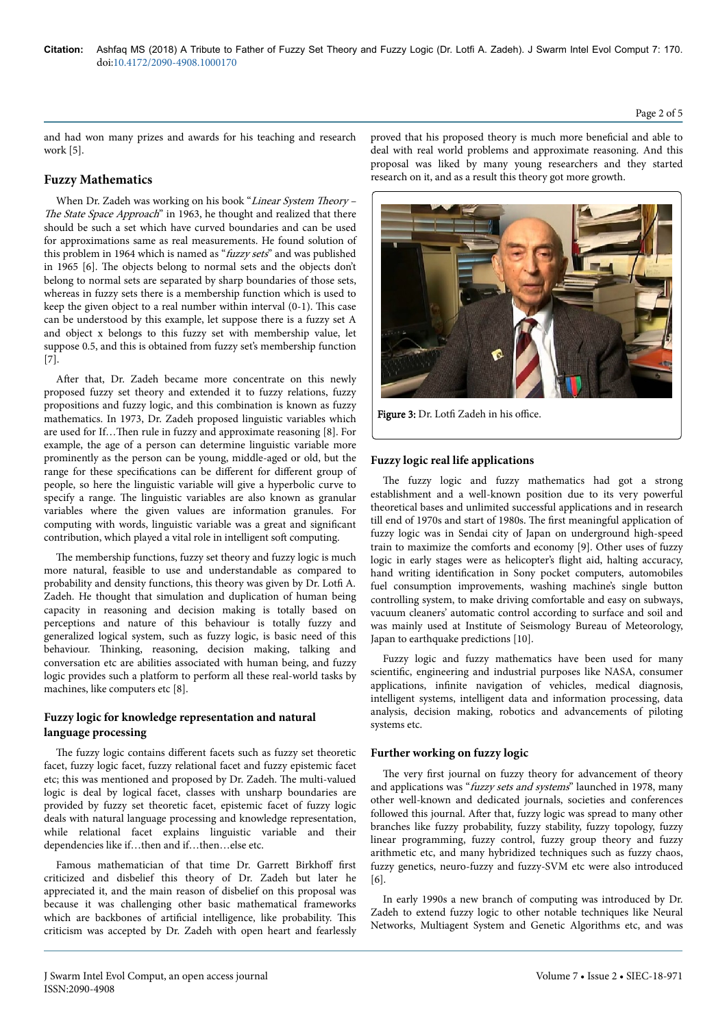and had won many prizes and awards for his teaching and research work [5].

## Fuzzy Mathematics

When Dr. Zadeh was working on his book "*Linear System Theory – The State Space Approach*" in 1963, he thought and realized that there should be such a set which have curved boundaries and can be used for approximations same as real measurements. He found solution of this problem in 1964 which is named as "*fuzzy sets*" and was published in 1965 [6]. The objects belong to normal sets and the objects don't belong to normal sets are separated by sharp boundaries of those sets, whereas in fuzzy sets there is a membership function which is used to keep the given object to a real number within interval (0-1). This case can be understood by this example, let suppose there is a fuzzy set A and object x belongs to this fuzzy set with membership value, let suppose 0.5, and this is obtained from fuzzy set's membership function [7].

After that, Dr. Zadeh became more concentrate on this newly proposed fuzzy set theory and extended it to fuzzy relations, fuzzy propositions and fuzzy logic, and this combination is known as fuzzy mathematics. In 1973, Dr. Zadeh proposed linguistic variables which are used for If…Then rule in fuzzy and approximate reasoning [8]. For example, the age of a person can determine linguistic variable more prominently as the person can be young, middle-aged or old, but the range for these specifications can be different for different group of people, so here the linguistic variable will give a hyperbolic curve to specify a range. The linguistic variables are also known as granular variables where the given values are information granules. For computing with words, linguistic variable was a great and significant contribution, which played a vital role in intelligent soft computing.

The membership functions, fuzzy set theory and fuzzy logic is much more natural, feasible to use and understandable as compared to probability and density functions, this theory was given by Dr. Lotfi A. Zadeh. He thought that simulation and duplication of human being capacity in reasoning and decision making is totally based on perceptions and nature of this behaviour is totally fuzzy and generalized logical system, such as fuzzy logic, is basic need of this behaviour. Thinking, reasoning, decision making, talking and conversation etc are abilities associated with human being, and fuzzy logic provides such a platform to perform all these real-world tasks by machines, like computers etc [8].

### Fuzzy logic for knowledge representation and natural language processing

The fuzzy logic contains different facets such as fuzzy set theoretic facet, fuzzy logic facet, fuzzy relational facet and fuzzy epistemic facet etc; this was mentioned and proposed by Dr. Zadeh. The multi-valued logic is deal by logical facet, classes with unsharp boundaries are provided by fuzzy set theoretic facet, epistemic facet of fuzzy logic deals with natural language processing and knowledge representation, while relational facet explains linguistic variable and their dependencies like if…then and if…then…else etc.

Famous mathematician of that time Dr. Garrett Birkhoff first criticized and disbelief this theory of Dr. Zadeh but later he appreciated it, and the main reason of disbelief on this proposal was because it was challenging other basic mathematical frameworks which are backbones of artificial intelligence, like probability. This criticism was accepted by Dr. Zadeh with open heart and fearlessly proved that his proposed theory is much more beneficial and able to deal with real world problems and approximate reasoning. And this proposal was liked by many young researchers and they started research on it, and as a result this theory got more growth.

**Figure 3:** Dr. Lotfi Zadeh in his office.

### Fuzzy logic real life applications

The fuzzy logic and fuzzy mathematics had got a strong establishment and a well-known position due to its very powerful theoretical bases and unlimited successful applications and in research till end of 1970s and start of 1980s. The first meaningful application of fuzzy logic was in Sendai city of Japan on underground high-speed train to maximize the comforts and economy [9]. Other uses of fuzzy logic in early stages were as helicopter's flight aid, halting accuracy, hand writing identification in Sony pocket computers, automobiles fuel consumption improvements, washing machine's single button controlling system, to make driving comfortable and easy on subways, vacuum cleaners' automatic control according to surface and soil and was mainly used at Institute of Seismology Bureau of Meteorology, Japan to earthquake predictions [10].

Fuzzy logic and fuzzy mathematics have been used for many scientific, engineering and industrial purposes like NASA, consumer applications, infinite navigation of vehicles, medical diagnosis, intelligent systems, intelligent data and information processing, data analysis, decision making, robotics and advancements of piloting systems etc.

### Further working on fuzzy logic

The very first journal on fuzzy theory for advancement of theory and applications was "*fuzzy sets and systems*" launched in 1978, many other well-known and dedicated journals, societies and conferences followed this journal. After that, fuzzy logic was spread to many other branches like fuzzy probability, fuzzy stability, fuzzy topology, fuzzy linear programming, fuzzy control, fuzzy group theory and fuzzy arithmetic etc, and many hybridized techniques such as fuzzy chaos, fuzzy genetics, neuro-fuzzy and fuzzy-SVM etc were also introduced [6].

In early 1990s a new branch of computing was introduced by Dr. Zadeh to extend fuzzy logic to other notable techniques like Neural Networks, Multiagent System and Genetic Algorithms etc, and was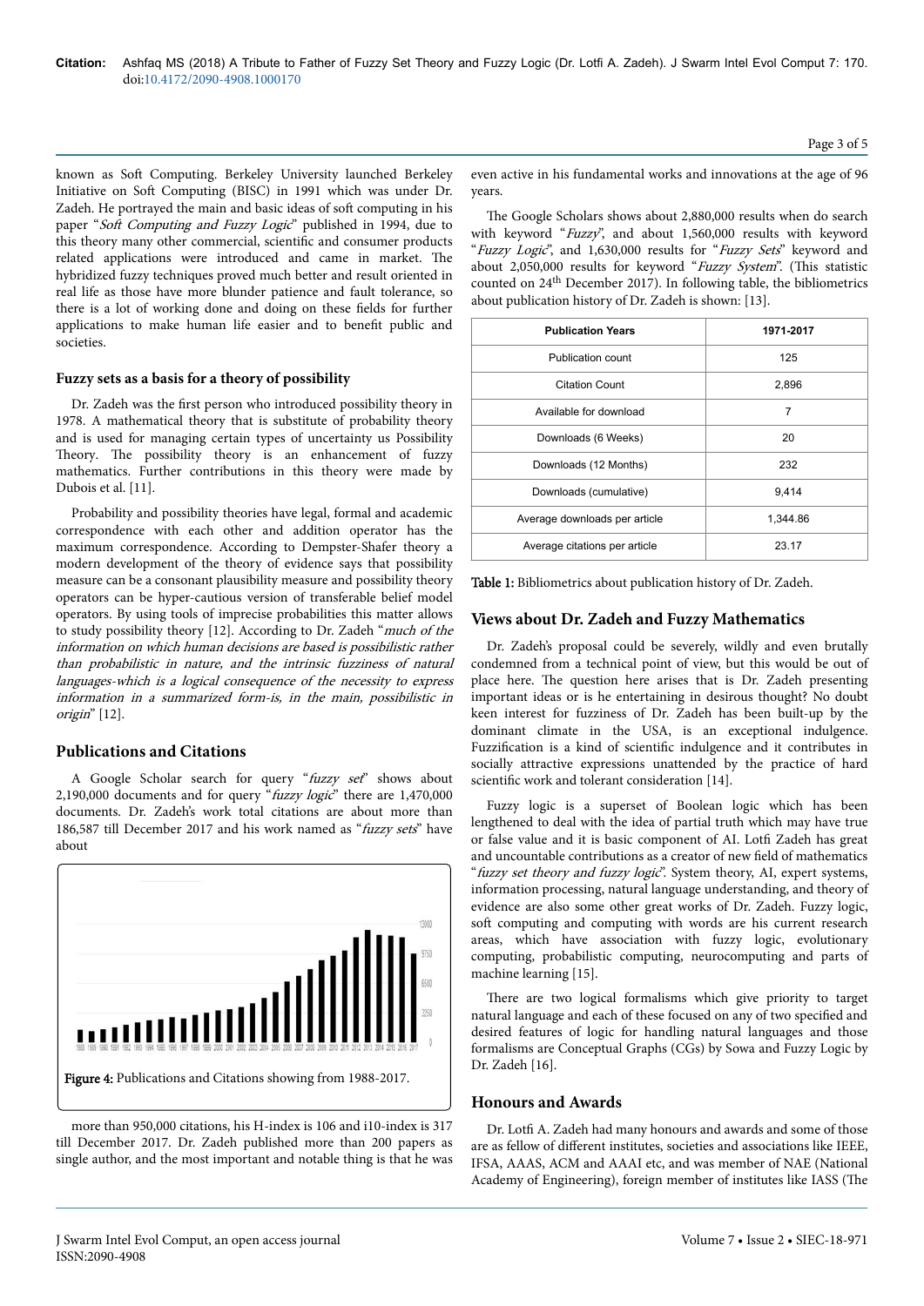known as Soft Computing. Berkeley University launched Berkeley Initiative on Soft Computing (BISC) in 1991 which was under Dr. Zadeh. He portrayed the main and basic ideas of soft computing in his paper "*Soft Computing and Fuzzy Logic*" published in 1994, due to this theory many other commercial, scientific and consumer products related applications were introduced and came in market. The hybridized fuzzy techniques proved much better and result oriented in real life as those have more blunder patience and fault tolerance, so there is a lot of working done and doing on these fields for further applications to make human life easier and to benefit public and societies.

### Fuzzy sets as a basis for a theory of possibility

Dr. Zadeh was the first person who introduced possibility theory in 1978. A mathematical theory that is substitute of probability theory and is used for managing certain types of uncertainty us Possibility Theory. The possibility theory is an enhancement of fuzzy mathematics. Further contributions in this theory were made by Dubois et al. [11].

Probability and possibility theories have legal, formal and academic correspondence with each other and addition operator has the maximum correspondence. According to Dempster-Shafer theory a modern development of the theory of evidence says that possibility measure can be a consonant plausibility measure and possibility theory operators can be hyper-cautious version of transferable belief model operators. By using tools of imprecise probabilities this matter allows to study possibility theory [12]. According to Dr. Zadeh "*much of the information on which human decisions are based is possibilistic rather than probabilistic in nature, and the intrinsic fuzziness of natural languages-which is a logical consequence of the necessity to express information in a summarized form-is, in the main, possibilistic in origin*" [12].

## Publications and Citations

A Google Scholar search for query "*fuzzy set*" shows about 2,190,000 documents and for query "*fuzzy logic*" there are 1,470,000 documents. Dr. Zadeh's work total citations are about more than 186,587 till December 2017 and his work named as "*fuzzy sets*" have about

Figure 4: Publications and Citations showing from 1988-2017.

more than 950,000 citations, his H-index is 106 and i10-index is 317 till December 2017. Dr. Zadeh published more than 200 papers as single author, and the most important and notable thing is that he was even active in his fundamental works and innovations at the age of 96 years.

The Google Scholars shows about 2,880,000 results when do search with keyword "*Fuzzy*", and about 1,560,000 results with keyword "*Fuzzy Logic*", and 1,630,000 results for "*Fuzzy Sets*" keyword and about 2,050,000 results for keyword "*Fuzzy System*". (This statistic counted on 24th December 2017). In following table, the bibliometrics about publication history of Dr. Zadeh is shown: [13].

| Publication Years | 1971-2017 |
| --- | --- |
| Publication count | 125 |
| Citation Count | 2,896 |
| Available for download | 7 |
| Downloads (6 Weeks) | 20 |
| Downloads (12 Months) | 232 |
| Downloads (cumulative) | 9,414 |
| Average downloads per article | 1,344.86 |
| Average citations per article | 23.17 |

Table 1: Bibliometrics about publication history of Dr. Zadeh.

## Views about Dr. Zadeh and Fuzzy Mathematics

Dr. Zadeh's proposal could be severely, wildly and even brutally condemned from a technical point of view, but this would be out of place here. The question here arises that is Dr. Zadeh presenting important ideas or is he entertaining in desirous thought? No doubt keen interest for fuzziness of Dr. Zadeh has been built-up by the dominant climate in the USA, is an exceptional indulgence. Fuzzification is a kind of scientific indulgence and it contributes in socially attractive expressions unattended by the practice of hard scientific work and tolerant consideration [14].

Fuzzy logic is a superset of Boolean logic which has been lengthened to deal with the idea of partial truth which may have true or false value and it is basic component of AI. Lotfi Zadeh has great and uncountable contributions as a creator of new field of mathematics "*fuzzy set theory and fuzzy logic*". System theory, AI, expert systems, information processing, natural language understanding, and theory of evidence are also some other great works of Dr. Zadeh. Fuzzy logic, soft computing and computing with words are his current research areas, which have association with fuzzy logic, evolutionary computing, probabilistic computing, neurocomputing and parts of machine learning [15].

There are two logical formalisms which give priority to target natural language and each of these focused on any of two specified and desired features of logic for handling natural languages and those formalisms are Conceptual Graphs (CGs) by Sowa and Fuzzy Logic by Dr. Zadeh [16].

## Honours and Awards

Dr. Lotfi A. Zadeh had many honours and awards and some of those are as fellow of different institutes, societies and associations like IEEE, IFSA, AAAS, ACM and AAAI etc, and was member of NAE (National Academy of Engineering), foreign member of institutes like IASS (The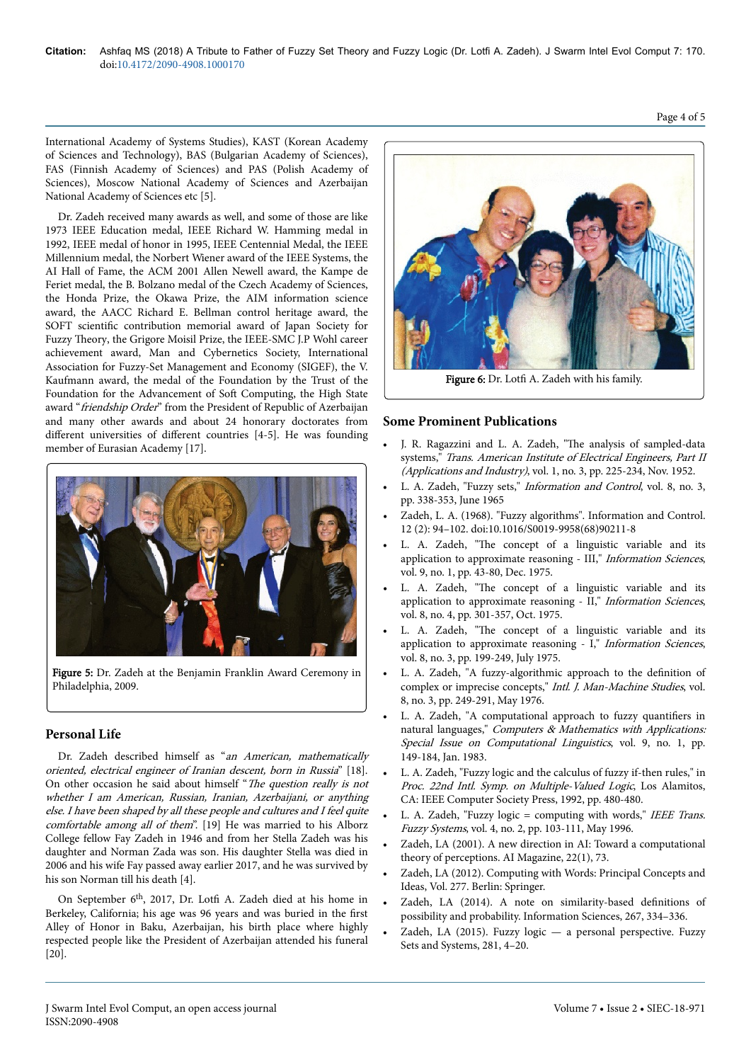International Academy of Systems Studies), KAST (Korean Academy of Sciences and Technology), BAS (Bulgarian Academy of Sciences), FAS (Finnish Academy of Sciences) and PAS (Polish Academy of Sciences), Moscow National Academy of Sciences and Azerbaijan National Academy of Sciences etc [5].

Dr. Zadeh received many awards as well, and some of those are like 1973 IEEE Education medal, IEEE Richard W. Hamming medal in 1992, IEEE medal of honor in 1995, IEEE Centennial Medal, the IEEE Millennium medal, the Norbert Wiener award of the IEEE Systems, the AI Hall of Fame, the ACM 2001 Allen Newell award, the Kampe de Feriet medal, the B. Bolzano medal of the Czech Academy of Sciences, the Honda Prize, the Okawa Prize, the AIM information science award, the AACC Richard E. Bellman control heritage award, the SOFT scientific contribution memorial award of Japan Society for Fuzzy Theory, the Grigore Moisil Prize, the IEEE-SMC J.P Wohl career achievement award, Man and Cybernetics Society, International Association for Fuzzy-Set Management and Economy (SIGEF), the V. Kaufmann award, the medal of the Foundation by the Trust of the Foundation for the Advancement of Soft Computing, the High State award "*friendship Order*" from the President of Republic of Azerbaijan and many other awards and about 24 honorary doctorates from different universities of different countries [4-5]. He was founding member of Eurasian Academy [17].

**Figure 5:** Dr. Zadeh at the Benjamin Franklin Award Ceremony in Philadelphia, 2009.

## Personal Life

Dr. Zadeh described himself as "*an American, mathematically oriented, electrical engineer of Iranian descent, born in Russia*" [18]. On other occasion he said about himself "*The question really is not whether I am American, Russian, Iranian, Azerbaijani, or anything else. I have been shaped by all these people and cultures and I feel quite comfortable among all of them*". [19] He was married to his Alborz College fellow Fay Zadeh in 1946 and from her Stella Zadeh was his daughter and Norman Zada was son. His daughter Stella was died in 2006 and his wife Fay passed away earlier 2017, and he was survived by his son Norman till his death [4].

On September 6th, 2017, Dr. Lotfi A. Zadeh died at his home in Berkeley, California; his age was 96 years and was buried in the first Alley of Honor in Baku, Azerbaijan, his birth place where highly respected people like the President of Azerbaijan attended his funeral [20].

**Figure 6:** Dr. Lotfi A. Zadeh with his family.

## Some Prominent Publications

- J. R. Ragazzini and L. A. Zadeh, "The analysis of sampled-data systems," *Trans. American Institute of Electrical Engineers, Part II (Applications and Industry)*, vol. 1, no. 3, pp. 225-234, Nov. 1952.
- L. A. Zadeh, "Fuzzy sets," *Information and Control*, vol. 8, no. 3, pp. 338-353, June 1965
- Zadeh, L. A. (1968). "Fuzzy algorithms". Information and Control. 12 (2): 94–102. doi:10.1016/S0019-9958(68)90211-8
- L. A. Zadeh, "The concept of a linguistic variable and its application to approximate reasoning - III," *Information Sciences*, vol. 9, no. 1, pp. 43-80, Dec. 1975.
- L. A. Zadeh, "The concept of a linguistic variable and its application to approximate reasoning - II," *Information Sciences*, vol. 8, no. 4, pp. 301-357, Oct. 1975.
- L. A. Zadeh, "The concept of a linguistic variable and its application to approximate reasoning - I," *Information Sciences*, vol. 8, no. 3, pp. 199-249, July 1975.
- L. A. Zadeh, "A fuzzy-algorithmic approach to the definition of complex or imprecise concepts," *Intl. J. Man-Machine Studies*, vol. 8, no. 3, pp. 249-291, May 1976.
- L. A. Zadeh, "A computational approach to fuzzy quantifiers in natural languages," *Computers & Mathematics with Applications: Special Issue on Computational Linguistics*, vol. 9, no. 1, pp. 149-184, Jan. 1983.
- L. A. Zadeh, "Fuzzy logic and the calculus of fuzzy if-then rules," in *Proc. 22nd Intl. Symp. on Multiple-Valued Logic*, Los Alamitos, CA: IEEE Computer Society Press, 1992, pp. 480-480.
- L. A. Zadeh, "Fuzzy logic = computing with words," *IEEE Trans. Fuzzy Systems*, vol. 4, no. 2, pp. 103-111, May 1996.
- Zadeh, LA (2001). A new direction in AI: Toward a computational theory of perceptions. AI Magazine, 22(1), 73.
- Zadeh, LA (2012). Computing with Words: Principal Concepts and Ideas, Vol. 277. Berlin: Springer.
- Zadeh, LA (2014). A note on similarity-based definitions of possibility and probability. Information Sciences, 267, 334–336.
- Zadeh, LA (2015). Fuzzy logic — a personal perspective. Fuzzy Sets and Systems, 281, 4–20.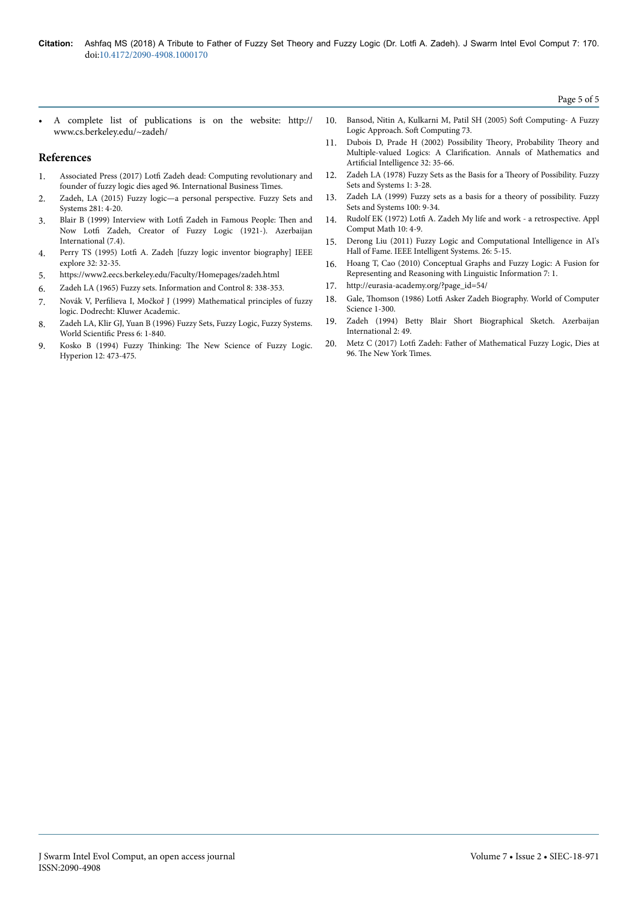- A complete list of publications is on the website: http://www.cs.berkeley.edu/~zadeh/

## References

1. Associated Press (2017) Lotfi Zadeh dead: Computing revolutionary and founder of fuzzy logic dies aged 96. International Business Times.
2. Zadeh, LA (2015) Fuzzy logic—a personal perspective. Fuzzy Sets and Systems 281: 4-20.
3. Blair B (1999) Interview with Lotfi Zadeh in Famous People: Then and Now Lotfi Zadeh, Creator of Fuzzy Logic (1921-). Azerbaijan International (7.4).
4. Perry TS (1995) Lotfi A. Zadeh [fuzzy logic inventor biography] IEEE explore 32: 32-35.
5. https://www2.eecs.berkeley.edu/Faculty/Homepages/zadeh.html
6. Zadeh LA (1965) Fuzzy sets. Information and Control 8: 338-353.
7. Novák V, Perfilieva I, Močkoř J (1999) Mathematical principles of fuzzy logic. Dodrecht: Kluwer Academic.
8. Zadeh LA, Klir GJ, Yuan B (1996) Fuzzy Sets, Fuzzy Logic, Fuzzy Systems. World Scientific Press 6: 1-840.
9. Kosko B (1994) Fuzzy Thinking: The New Science of Fuzzy Logic. Hyperion 12: 473-475.
10. Bansod, Nitin A, Kulkarni M, Patil SH (2005) Soft Computing- A Fuzzy Logic Approach. Soft Computing 73.
11. Dubois D, Prade H (2002) Possibility Theory, Probability Theory and Multiple-valued Logics: A Clarification. Annals of Mathematics and Artificial Intelligence 32: 35-66.
12. Zadeh LA (1978) Fuzzy Sets as the Basis for a Theory of Possibility. Fuzzy Sets and Systems 1: 3-28.
13. Zadeh LA (1999) Fuzzy sets as a basis for a theory of possibility. Fuzzy Sets and Systems 100: 9-34.
14. Rudolf EK (1972) Lotfi A. Zadeh My life and work - a retrospective. Appl Comput Math 10: 4-9.
15. Derong Liu (2011) Fuzzy Logic and Computational Intelligence in AI's Hall of Fame. IEEE Intelligent Systems. 26: 5-15.
16. Hoang T, Cao (2010) Conceptual Graphs and Fuzzy Logic: A Fusion for Representing and Reasoning with Linguistic Information 7: 1.
17. http://eurasia-academy.org/?page_id=54/
18. Gale, Thomson (1986) Lotfi Asker Zadeh Biography. World of Computer Science 1-300.
19. Zadeh (1994) Betty Blair Short Biographical Sketch. Azerbaijan International 2: 49.
20. Metz C (2017) Lotfi Zadeh: Father of Mathematical Fuzzy Logic, Dies at 96. The New York Times.